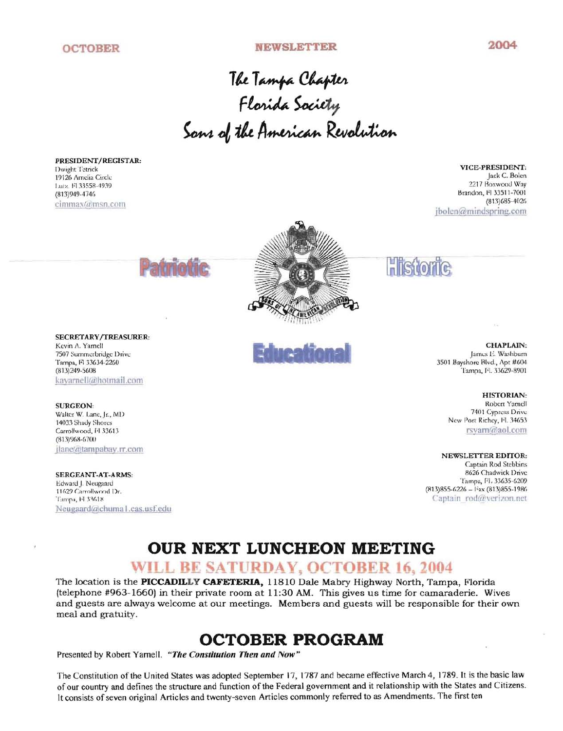OCTOBER NEWSLETTER 2004

# The Tampa Chapter
# Florida Society
# Sons of the American Revolution

**PRESIDENT/REGISTAR:**
Dwight Tetrick
19126 Amelia Circle
Lutz, Fl 33558-4939
(813)949-4746
cimmax@msn.com

**VICE-PRESIDENT:**
Jack C. Bolen
2217 Boxwood Way
Brandon, Fl 33511-7001
(813)685-4026
jbolen@mindspring.com

**Patriotic** **Historic** **Educational**

**SECRETARY/TREASURER:**
Kevin A. Yarnell
7507 Summerbridge Drive
Tampa, Fl 33634-2260
(813)249-5608
kayarnell@hotmail.com

**CHAPLAIN:**
James E. Washburn
3501 Bayshore Blvd., Apt #604
Tampa, Fl. 33629-8901

**SURGEON:**
Walter W. Lane, Jr., MD
14033 Shady Shores
Carrollwood, Fl 33613
(813)968-6700
jlane@tampabay.rr.com

**HISTORIAN:**
Robert Yarnell
7401 Cypress Drive
New Port Richey, Fl. 34653
rsyarn@aol.com

**SERGEANT-AT-ARMS:**
Edward J. Neugaard
11629 Carrollwood Dr.
Tampa, Fl 33618
Neugaard@chuma1.cas.usf.edu

**NEWSLETTER EDITOR:**
Captain Rod Stebbins
8626 Chadwick Drive
Tampa, Fl. 33635-6209
(813)855-6226 – Fax (813)855-1986
Captain_rod@verizon.net

# OUR NEXT LUNCHEON MEETING
## WILL BE SATURDAY, OCTOBER 16, 2004

The location is the **PICCADILLY CAFETERIA,** 11810 Dale Mabry Highway North, Tampa, Florida (telephone #963-1660) in their private room at 11:30 AM. This gives us time for camaraderie. Wives and guests are always welcome at our meetings. Members and guests will be responsible for their own meal and gratuity.

# OCTOBER PROGRAM

Presented by Robert Yarnell. ***"The Constitution Then and Now"***

The Constitution of the United States was adopted September 17, 1787 and became effective March 4, 1789. It is the basic law of our country and defines the structure and function of the Federal government and it relationship with the States and Citizens. It consists of seven original Articles and twenty-seven Articles commonly referred to as Amendments. The first ten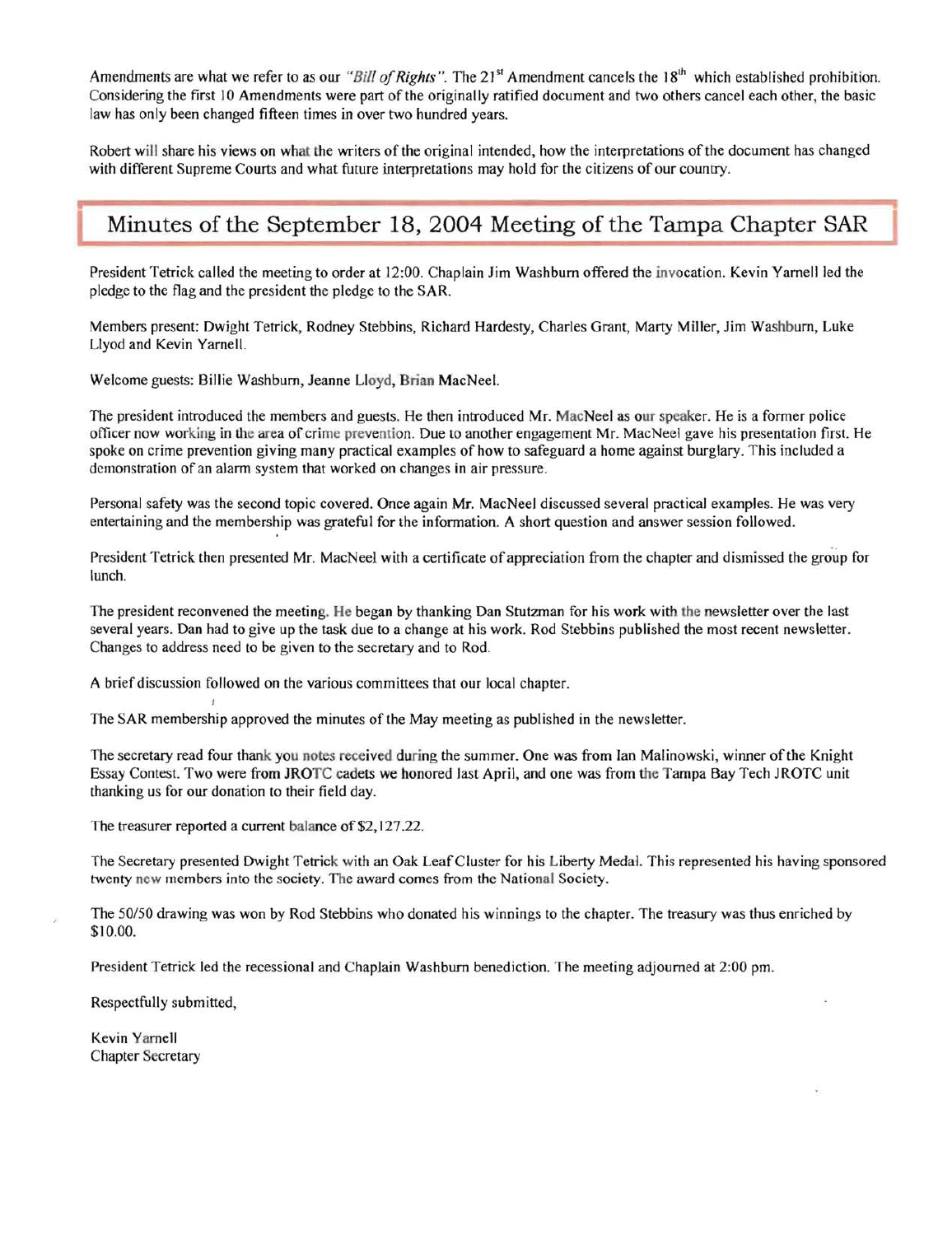Amendments are what we refer to as our *"Bill of Rights"*. The 21st Amendment cancels the 18th which established prohibition. Considering the first 10 Amendments were part of the originally ratified document and two others cancel each other, the basic law has only been changed fifteen times in over two hundred years.

Robert will share his views on what the writers of the original intended, how the interpretations of the document has changed with different Supreme Courts and what future interpretations may hold for the citizens of our country.

## Minutes of the September 18, 2004 Meeting of the Tampa Chapter SAR

President Tetrick called the meeting to order at 12:00. Chaplain Jim Washburn offered the invocation. Kevin Yarnell led the pledge to the flag and the president the pledge to the SAR.

Members present: Dwight Tetrick, Rodney Stebbins, Richard Hardesty, Charles Grant, Marty Miller, Jim Washburn, Luke Llyod and Kevin Yarnell.

Welcome guests: Billie Washburn, Jeanne Lloyd, Brian MacNeel.

The president introduced the members and guests. He then introduced Mr. MacNeel as our speaker. He is a former police officer now working in the area of crime prevention. Due to another engagement Mr. MacNeel gave his presentation first. He spoke on crime prevention giving many practical examples of how to safeguard a home against burglary. This included a demonstration of an alarm system that worked on changes in air pressure.

Personal safety was the second topic covered. Once again Mr. MacNeel discussed several practical examples. He was very entertaining and the membership was grateful for the information. A short question and answer session followed.

President Tetrick then presented Mr. MacNeel with a certificate of appreciation from the chapter and dismissed the group for lunch.

The president reconvened the meeting. He began by thanking Dan Stutzman for his work with the newsletter over the last several years. Dan had to give up the task due to a change at his work. Rod Stebbins published the most recent newsletter. Changes to address need to be given to the secretary and to Rod.

A brief discussion followed on the various committees that our local chapter.

The SAR membership approved the minutes of the May meeting as published in the newsletter.

The secretary read four thank you notes received during the summer. One was from Ian Malinowski, winner of the Knight Essay Contest. Two were from JROTC cadets we honored last April, and one was from the Tampa Bay Tech JROTC unit thanking us for our donation to their field day.

The treasurer reported a current balance of $2,127.22.

The Secretary presented Dwight Tetrick with an Oak Leaf Cluster for his Liberty Medal. This represented his having sponsored twenty new members into the society. The award comes from the National Society.

The 50/50 drawing was won by Rod Stebbins who donated his winnings to the chapter. The treasury was thus enriched by $10.00.

President Tetrick led the recessional and Chaplain Washburn benediction. The meeting adjourned at 2:00 pm.

Respectfully submitted,

Kevin Yarnell  
Chapter Secretary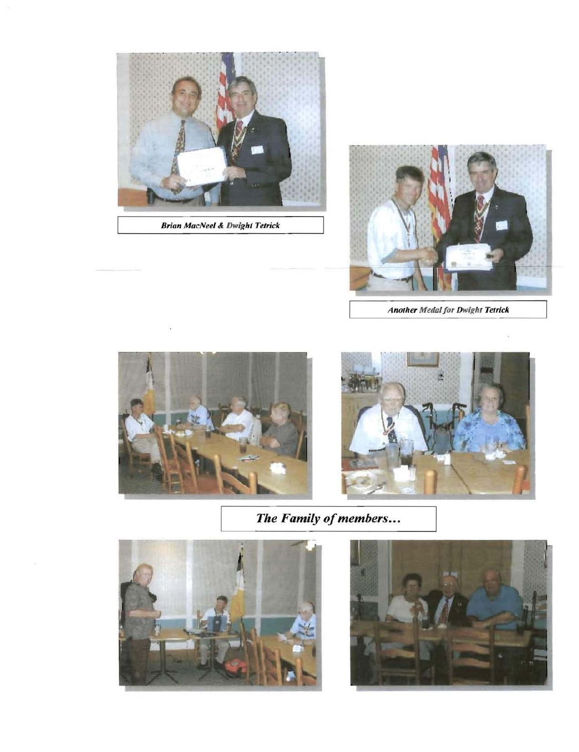*Brian MacNeel & Dwight Tetrick*

*Another Medal for Dwight Tetrick*

***The Family of members…***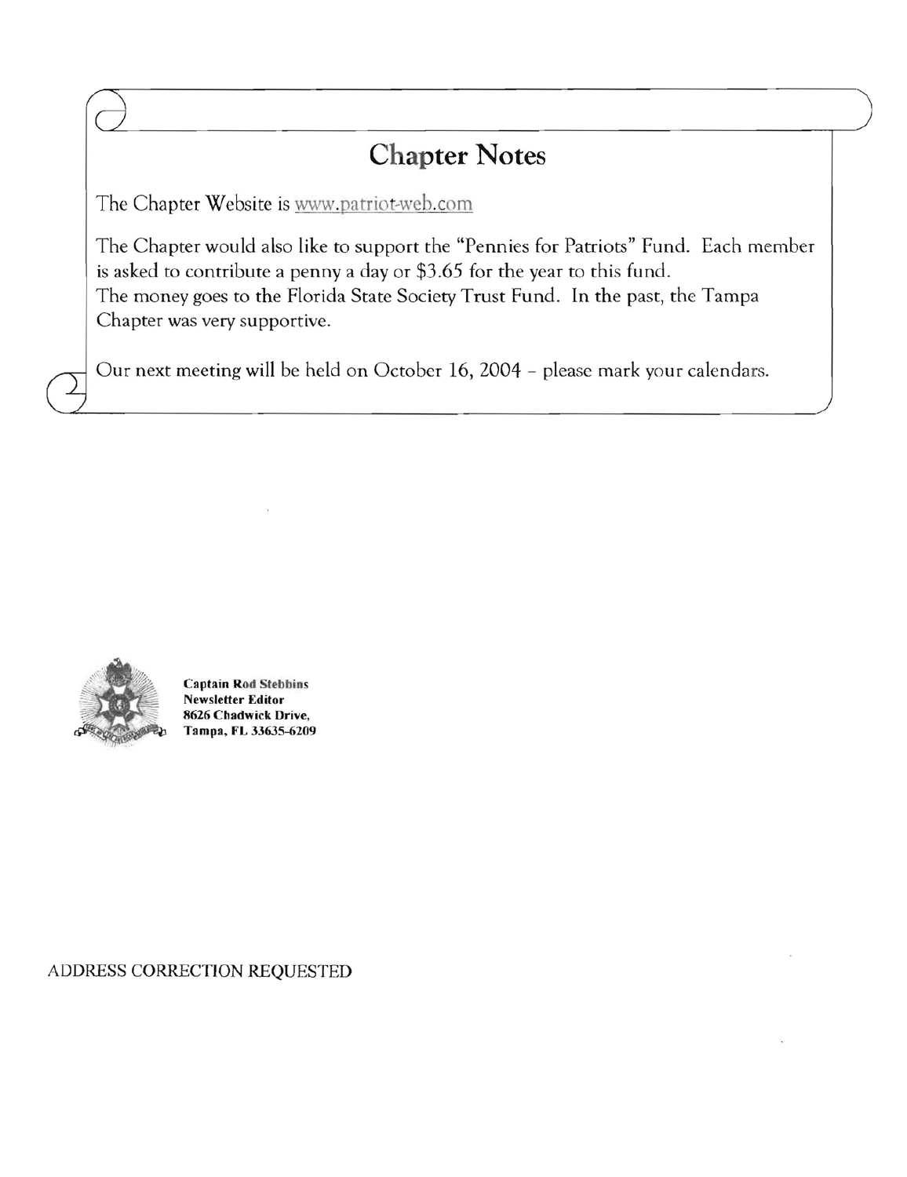## Chapter Notes

The Chapter Website is www.patriot-web.com

The Chapter would also like to support the "Pennies for Patriots" Fund. Each member is asked to contribute a penny a day or $3.65 for the year to this fund.
The money goes to the Florida State Society Trust Fund. In the past, the Tampa Chapter was very supportive.

Our next meeting will be held on October 16, 2004 – please mark your calendars.

**Captain Rod Stebbins**
**Newsletter Editor**
**8626 Chadwick Drive,**
**Tampa, FL 33635-6209**

ADDRESS CORRECTION REQUESTED